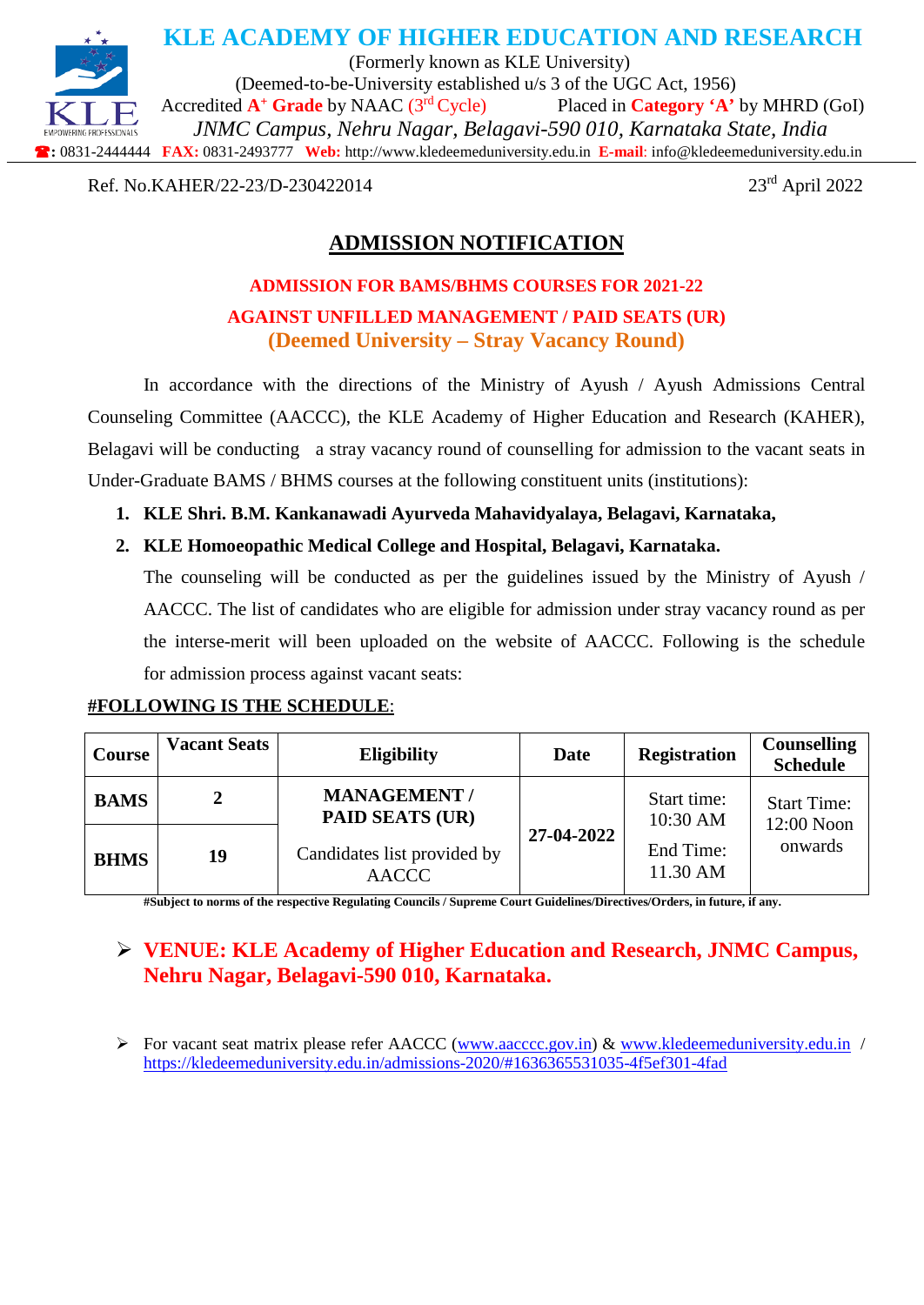# KLE ACADEMY OF HIGHER EDUCATION AND RESEARCH

(Formerly known as KLE University)

(Deemed-to-be-University established u/s 3 of the UGC Act, 1956)

Accredited **A+ Grade** by NAAC (3rd Cycle) Placed in **Category 'A'** by MHRD (GoI)

*JNMC Campus, Nehru Nagar, Belagavi-590 010, Karnataka State, India*

☎: 0831-2444444 **FAX:** 0831-2493777 **Web:** http://www.kledeemeduniversity.edu.in **E-mail**: info@kledeemeduniversity.edu.in

Ref. No.KAHER/22-23/D-230422014

23rd April 2022

## ADMISSION NOTIFICATION

### ADMISSION FOR BAMS/BHMS COURSES FOR 2021-22

### AGAINST UNFILLED MANAGEMENT / PAID SEATS (UR)

### (Deemed University – Stray Vacancy Round)

In accordance with the directions of the Ministry of Ayush / Ayush Admissions Central Counseling Committee (AACCC), the KLE Academy of Higher Education and Research (KAHER), Belagavi will be conducting a stray vacancy round of counselling for admission to the vacant seats in Under-Graduate BAMS / BHMS courses at the following constituent units (institutions):

1. **KLE Shri. B.M. Kankanawadi Ayurveda Mahavidyalaya, Belagavi, Karnataka,**
2. **KLE Homoeopathic Medical College and Hospital, Belagavi, Karnataka.**

   The counseling will be conducted as per the guidelines issued by the Ministry of Ayush / AACCC. The list of candidates who are eligible for admission under stray vacancy round as per the interse-merit will been uploaded on the website of AACCC. Following is the schedule for admission process against vacant seats:

**#FOLLOWING IS THE SCHEDULE**:

| Course | Vacant Seats | Eligibility | Date | Registration | Counselling Schedule |
|---|---|---|---|---|---|
| **BAMS** | **2** | **MANAGEMENT / PAID SEATS (UR)** Candidates list provided by AACCC | **27-04-2022** | Start time: 10:30 AM End Time: 11.30 AM | Start Time: 12:00 Noon onwards |
| **BHMS** | **19** | | | | |

**#Subject to norms of the respective Regulating Councils / Supreme Court Guidelines/Directives/Orders, in future, if any.**

- **VENUE: KLE Academy of Higher Education and Research, JNMC Campus, Nehru Nagar, Belagavi-590 010, Karnataka.**

- For vacant seat matrix please refer AACCC (www.aacccc.gov.in) & www.kledeemeduniversity.edu.in / https://kledeemeduniversity.edu.in/admissions-2020/#1636365531035-4f5ef301-4fad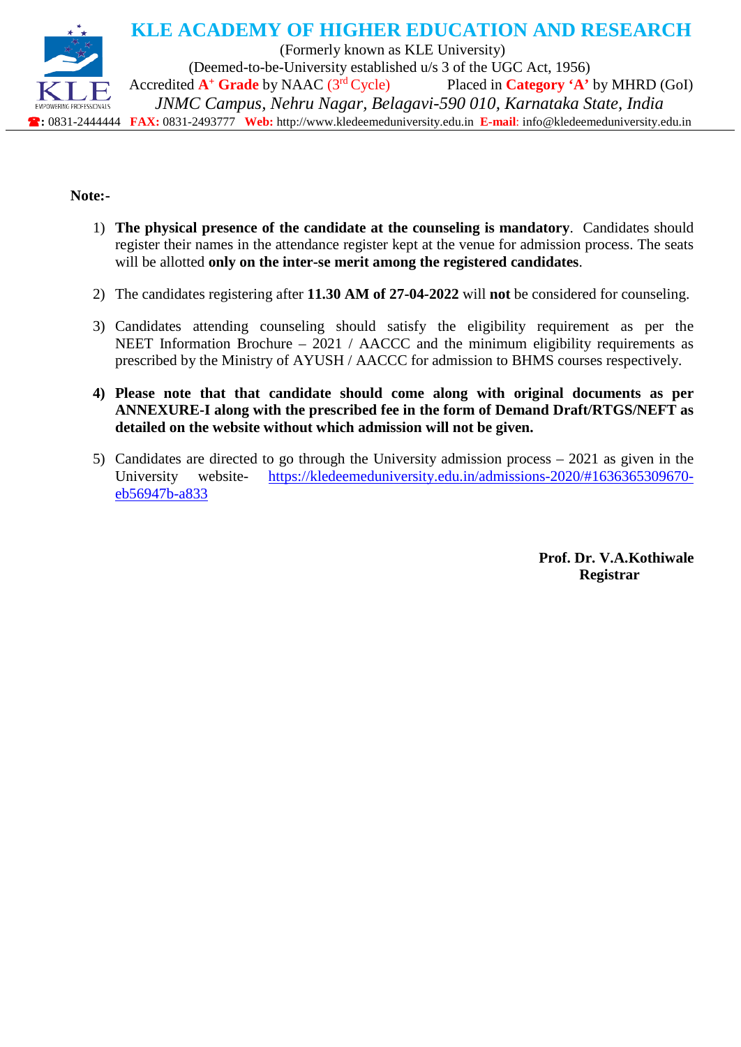# KLE ACADEMY OF HIGHER EDUCATION AND RESEARCH

(Formerly known as KLE University)
(Deemed-to-be-University established u/s 3 of the UGC Act, 1956)
Accredited **A+ Grade** by NAAC (3rd Cycle)    Placed in **Category 'A'** by MHRD (GoI)
*JNMC Campus, Nehru Nagar, Belagavi-590 010, Karnataka State, India*
☎: 0831-2444444 **FAX:** 0831-2493777 **Web:** http://www.kledeemeduniversity.edu.in **E-mail**: info@kledeemeduniversity.edu.in

**Note:-**

1) **The physical presence of the candidate at the counseling is mandatory**. Candidates should register their names in the attendance register kept at the venue for admission process. The seats will be allotted **only on the inter-se merit among the registered candidates**.

2) The candidates registering after **11.30 AM of 27-04-2022** will **not** be considered for counseling.

3) Candidates attending counseling should satisfy the eligibility requirement as per the NEET Information Brochure – 2021 / AACCC and the minimum eligibility requirements as prescribed by the Ministry of AYUSH / AACCC for admission to BHMS courses respectively.

4) **Please note that that candidate should come along with original documents as per ANNEXURE-I along with the prescribed fee in the form of Demand Draft/RTGS/NEFT as detailed on the website without which admission will not be given.**

5) Candidates are directed to go through the University admission process – 2021 as given in the University website- https://kledeemeduniversity.edu.in/admissions-2020/#1636365309670-eb56947b-a833

**Prof. Dr. V.A.Kothiwale**
**Registrar**